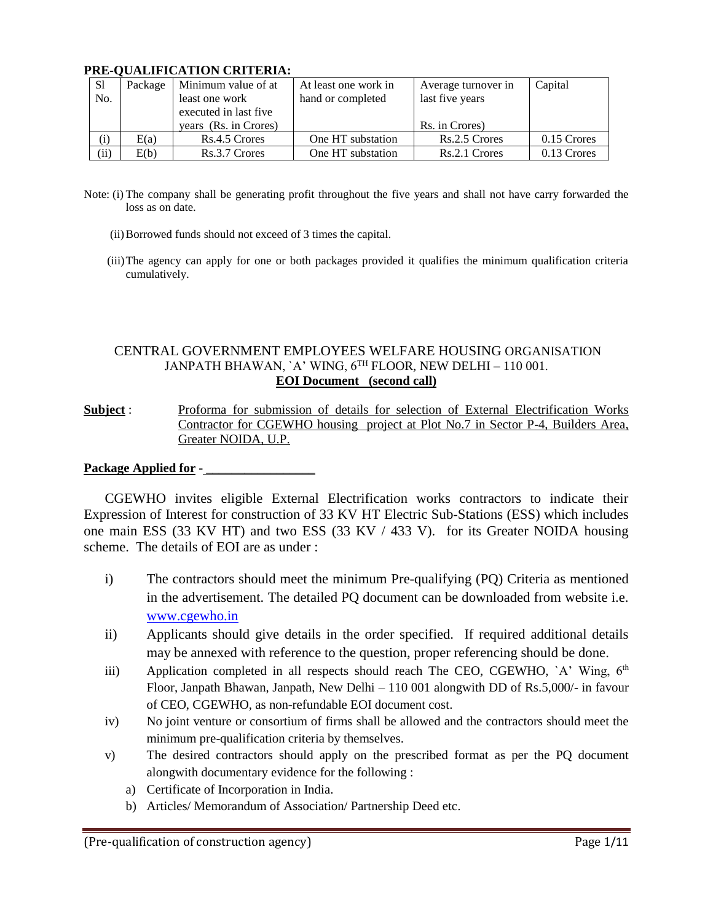**PRE-QUALIFICATION CRITERIA:**

| Sl No. | Package | Minimum value of at least one work executed in last five years (Rs. in Crores) | At least one work in hand or completed | Average turnover in last five years Rs. in Crores) | Capital |
|---|---|---|---|---|---|
| (i) | E(a) | Rs.4.5 Crores | One HT substation | Rs.2.5 Crores | 0.15 Crores |
| (ii) | E(b) | Rs.3.7 Crores | One HT substation | Rs.2.1 Crores | 0.13 Crores |

Note: (i) The company shall be generating profit throughout the five years and shall not have carry forwarded the loss as on date.

(ii) Borrowed funds should not exceed of 3 times the capital.

(iii) The agency can apply for one or both packages provided it qualifies the minimum qualification criteria cumulatively.

CENTRAL GOVERNMENT EMPLOYEES WELFARE HOUSING ORGANISATION
JANPATH BHAWAN, `A' WING, 6TH FLOOR, NEW DELHI – 110 001.

**EOI Document (second call)**

**Subject** : Proforma for submission of details for selection of External Electrification Works Contractor for CGEWHO housing project at Plot No.7 in Sector P-4, Builders Area, Greater NOIDA, U.P.

**Package Applied for** - ________________

CGEWHO invites eligible External Electrification works contractors to indicate their Expression of Interest for construction of 33 KV HT Electric Sub-Stations (ESS) which includes one main ESS (33 KV HT) and two ESS (33 KV / 433 V). for its Greater NOIDA housing scheme. The details of EOI are as under :

i) The contractors should meet the minimum Pre-qualifying (PQ) Criteria as mentioned in the advertisement. The detailed PQ document can be downloaded from website i.e. www.cgewho.in
ii) Applicants should give details in the order specified. If required additional details may be annexed with reference to the question, proper referencing should be done.
iii) Application completed in all respects should reach The CEO, CGEWHO, `A' Wing, 6th Floor, Janpath Bhawan, Janpath, New Delhi – 110 001 alongwith DD of Rs.5,000/- in favour of CEO, CGEWHO, as non-refundable EOI document cost.
iv) No joint venture or consortium of firms shall be allowed and the contractors should meet the minimum pre-qualification criteria by themselves.
v) The desired contractors should apply on the prescribed format as per the PQ document alongwith documentary evidence for the following :
   a) Certificate of Incorporation in India.
   b) Articles/ Memorandum of Association/ Partnership Deed etc.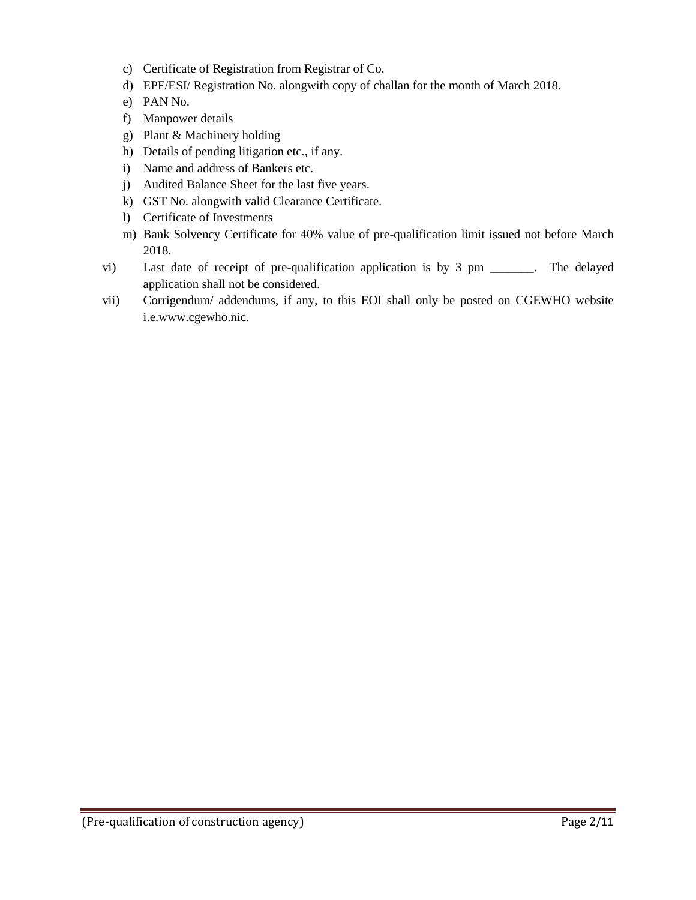c) Certificate of Registration from Registrar of Co.
d) EPF/ESI/ Registration No. alongwith copy of challan for the month of March 2018.
e) PAN No.
f) Manpower details
g) Plant & Machinery holding
h) Details of pending litigation etc., if any.
i) Name and address of Bankers etc.
j) Audited Balance Sheet for the last five years.
k) GST No. alongwith valid Clearance Certificate.
l) Certificate of Investments
m) Bank Solvency Certificate for 40% value of pre-qualification limit issued not before March 2018.

vi) Last date of receipt of pre-qualification application is by 3 pm _______. The delayed application shall not be considered.

vii) Corrigendum/ addendums, if any, to this EOI shall only be posted on CGEWHO website i.e.www.cgewho.nic.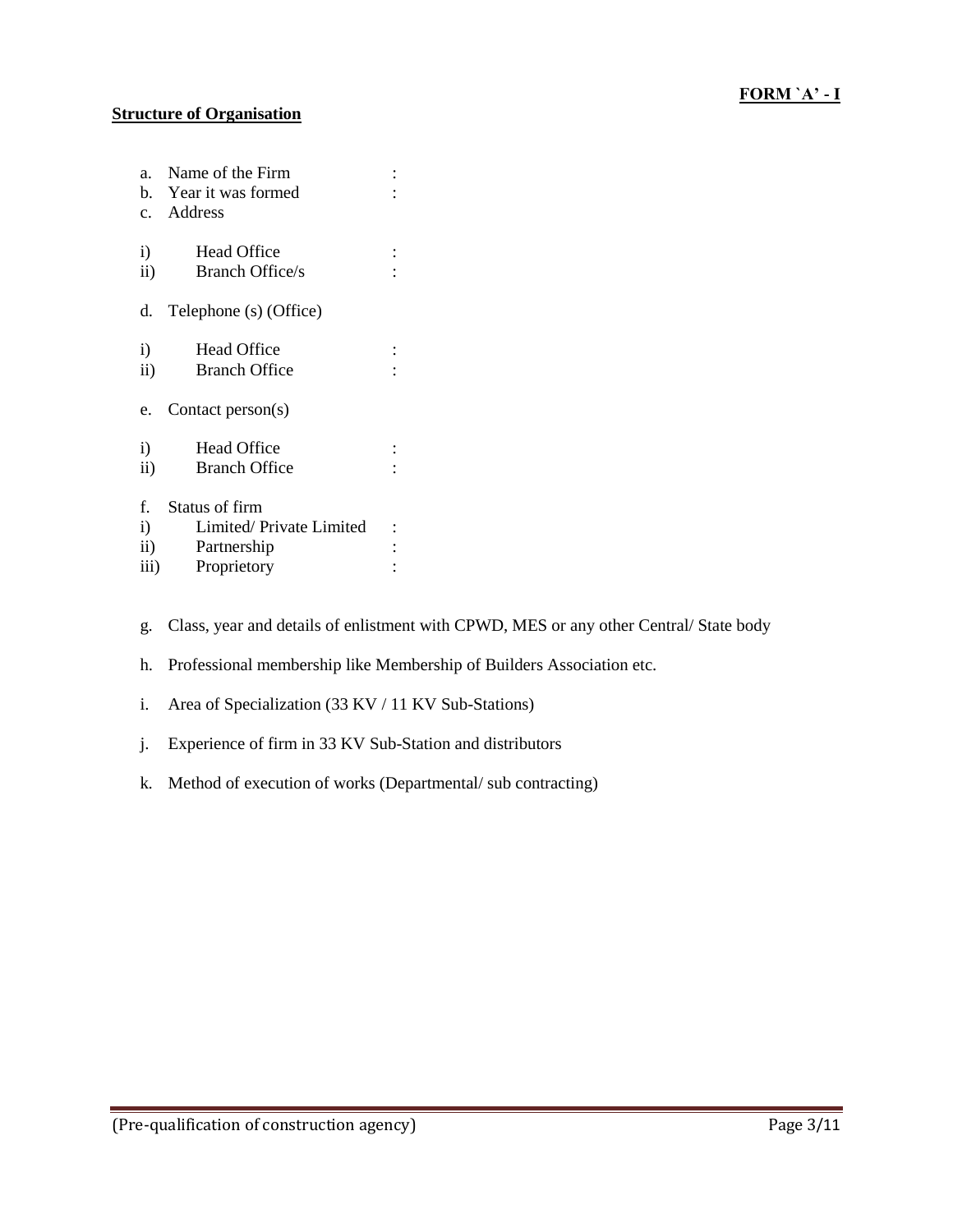**FORM `A' - I**

**Structure of Organisation**

a. Name of the Firm :
b. Year it was formed :
c. Address

i) Head Office :
ii) Branch Office/s :

d. Telephone (s) (Office)

i) Head Office :
ii) Branch Office :

e. Contact person(s)

i) Head Office :
ii) Branch Office :

f. Status of firm
i) Limited/ Private Limited :
ii) Partnership :
iii) Proprietory :

g. Class, year and details of enlistment with CPWD, MES or any other Central/ State body

h. Professional membership like Membership of Builders Association etc.

i. Area of Specialization (33 KV / 11 KV Sub-Stations)

j. Experience of firm in 33 KV Sub-Station and distributors

k. Method of execution of works (Departmental/ sub contracting)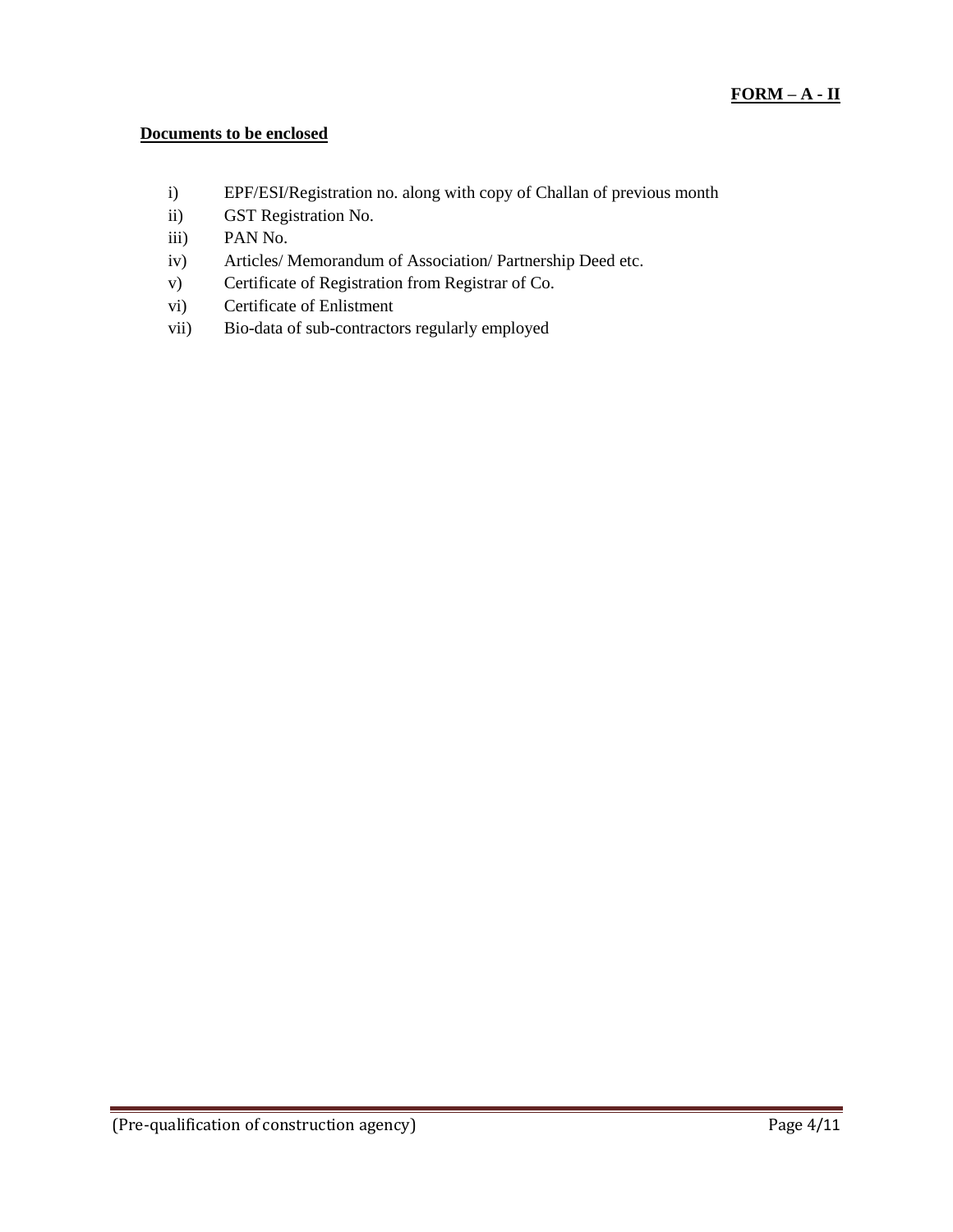**FORM – A - II**

**Documents to be enclosed**

i) EPF/ESI/Registration no. along with copy of Challan of previous month
ii) GST Registration No.
iii) PAN No.
iv) Articles/ Memorandum of Association/ Partnership Deed etc.
v) Certificate of Registration from Registrar of Co.
vi) Certificate of Enlistment
vii) Bio-data of sub-contractors regularly employed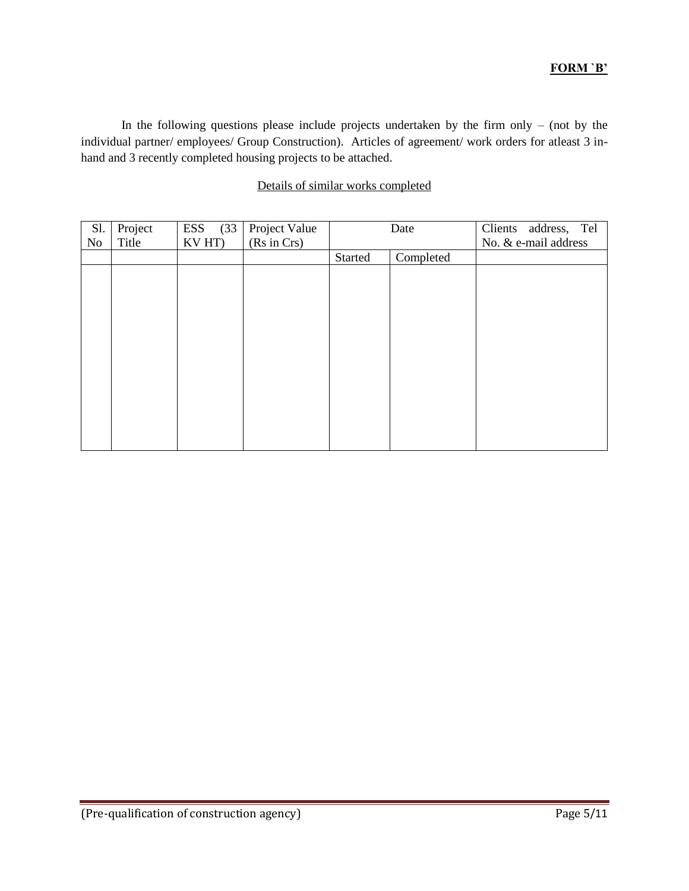**FORM `B'**

In the following questions please include projects undertaken by the firm only – (not by the individual partner/ employees/ Group Construction). Articles of agreement/ work orders for atleast 3 in-hand and 3 recently completed housing projects to be attached.

<u>Details of similar works completed</u>

| Sl. No | Project Title | ESS (33 KV HT) | Project Value (Rs in Crs) | Date | | Clients address, Tel No. & e-mail address |
|---|---|---|---|---|---|---|
| | | | | Started | Completed | |
| | | | | | | |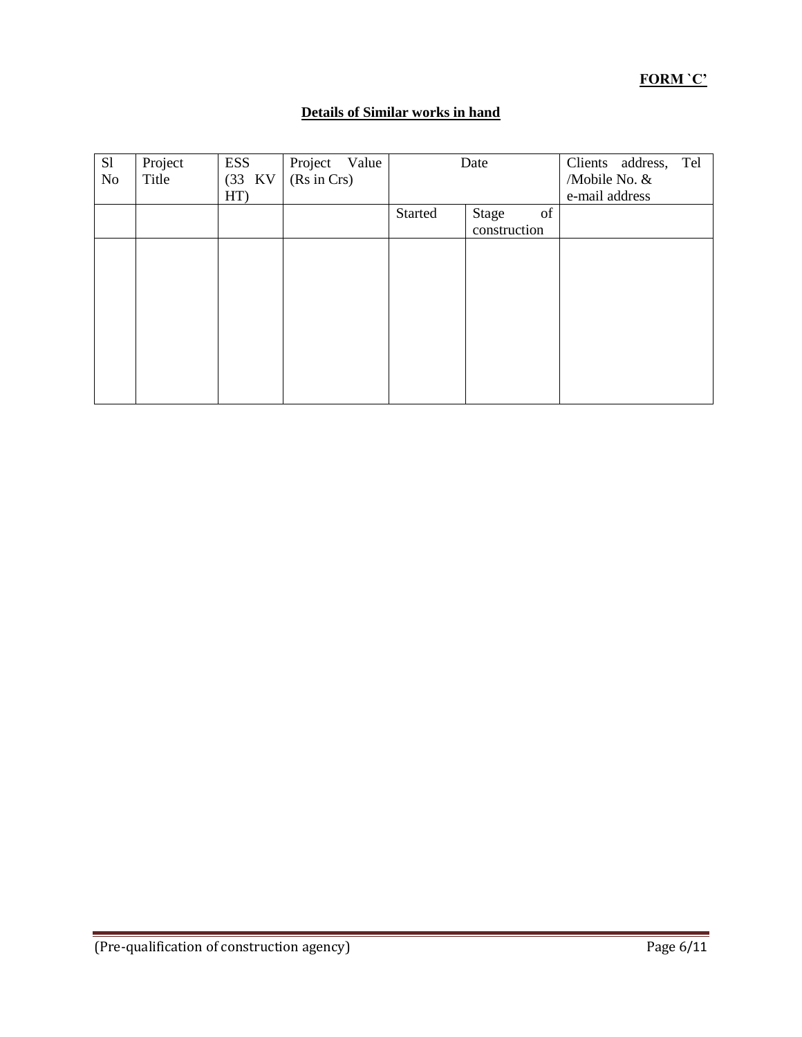**FORM `C'**

**Details of Similar works in hand**

| Sl No | Project Title | ESS (33 KV HT) | Project Value (Rs in Crs) | Date | | Clients address, Tel /Mobile No. & e-mail address |
|---|---|---|---|---|---|---|
| | | | | Started | Stage of construction | |
| | | | | | | |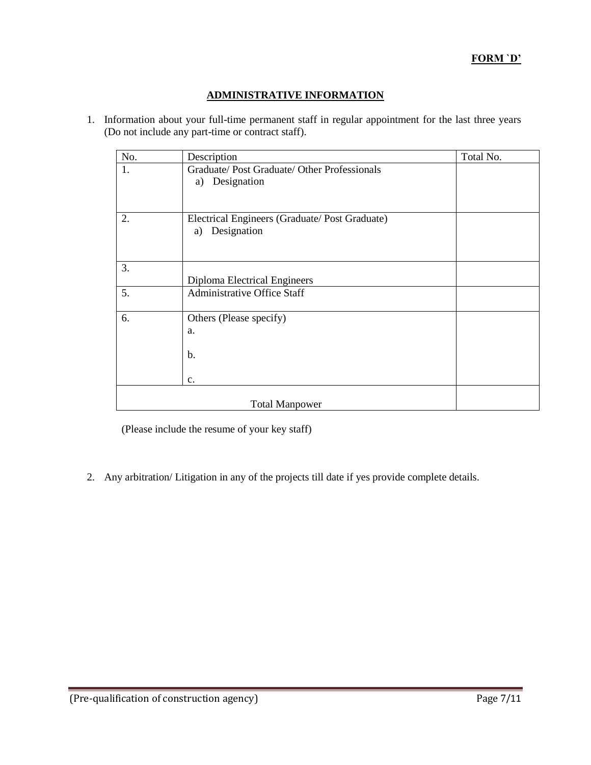**FORM `D'**

## ADMINISTRATIVE INFORMATION

1. Information about your full-time permanent staff in regular appointment for the last three years (Do not include any part-time or contract staff).

| No. | Description | Total No. |
|---|---|---|
| 1. | Graduate/ Post Graduate/ Other Professionals<br>a) Designation | |
| 2. | Electrical Engineers (Graduate/ Post Graduate)<br>a) Designation | |
| 3. | Diploma Electrical Engineers | |
| 5. | Administrative Office Staff | |
| 6. | Others (Please specify)<br>a.<br>b.<br>c. | |
| | Total Manpower | |

(Please include the resume of your key staff)

2. Any arbitration/ Litigation in any of the projects till date if yes provide complete details.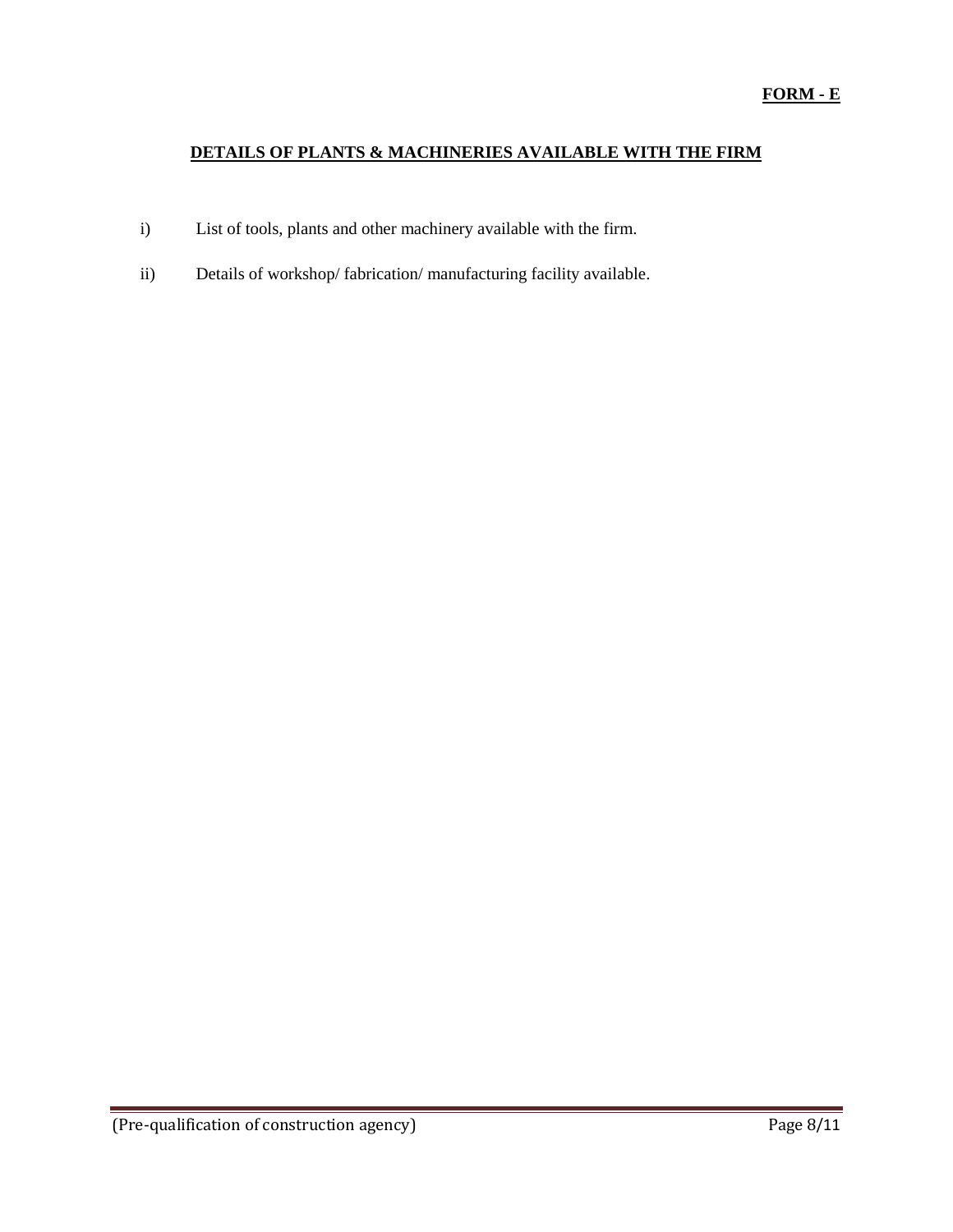**FORM - E**

## DETAILS OF PLANTS & MACHINERIES AVAILABLE WITH THE FIRM

i) List of tools, plants and other machinery available with the firm.

ii) Details of workshop/ fabrication/ manufacturing facility available.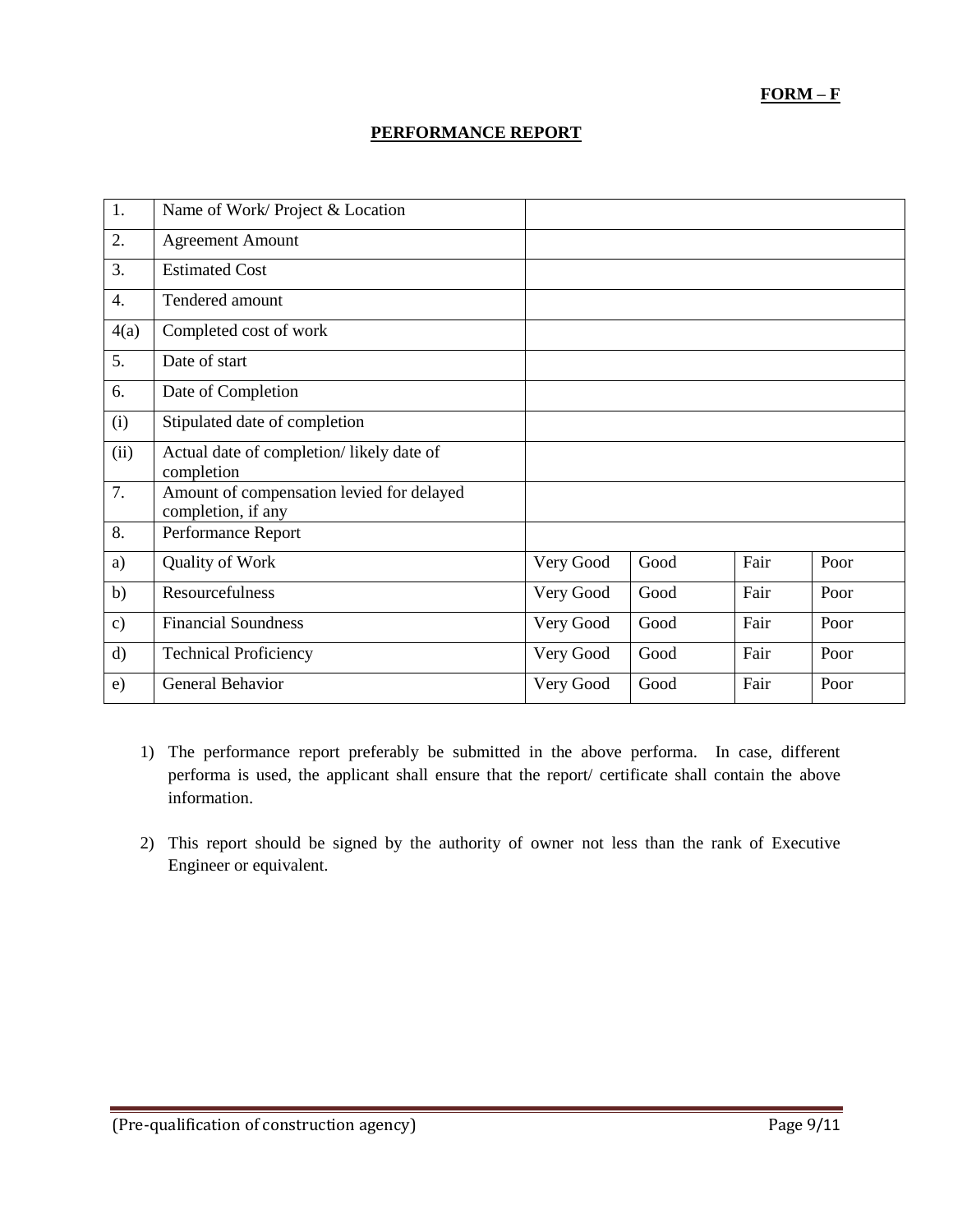**FORM – F**

**PERFORMANCE REPORT**

| | | | | | |
|---|---|---|---|---|---|
| 1. | Name of Work/ Project & Location | | | | |
| 2. | Agreement Amount | | | | |
| 3. | Estimated Cost | | | | |
| 4. | Tendered amount | | | | |
| 4(a) | Completed cost of work | | | | |
| 5. | Date of start | | | | |
| 6. | Date of Completion | | | | |
| (i) | Stipulated date of completion | | | | |
| (ii) | Actual date of completion/ likely date of completion | | | | |
| 7. | Amount of compensation levied for delayed completion, if any | | | | |
| 8. | Performance Report | | | | |
| a) | Quality of Work | Very Good | Good | Fair | Poor |
| b) | Resourcefulness | Very Good | Good | Fair | Poor |
| c) | Financial Soundness | Very Good | Good | Fair | Poor |
| d) | Technical Proficiency | Very Good | Good | Fair | Poor |
| e) | General Behavior | Very Good | Good | Fair | Poor |

1) The performance report preferably be submitted in the above performa. In case, different performa is used, the applicant shall ensure that the report/ certificate shall contain the above information.

2) This report should be signed by the authority of owner not less than the rank of Executive Engineer or equivalent.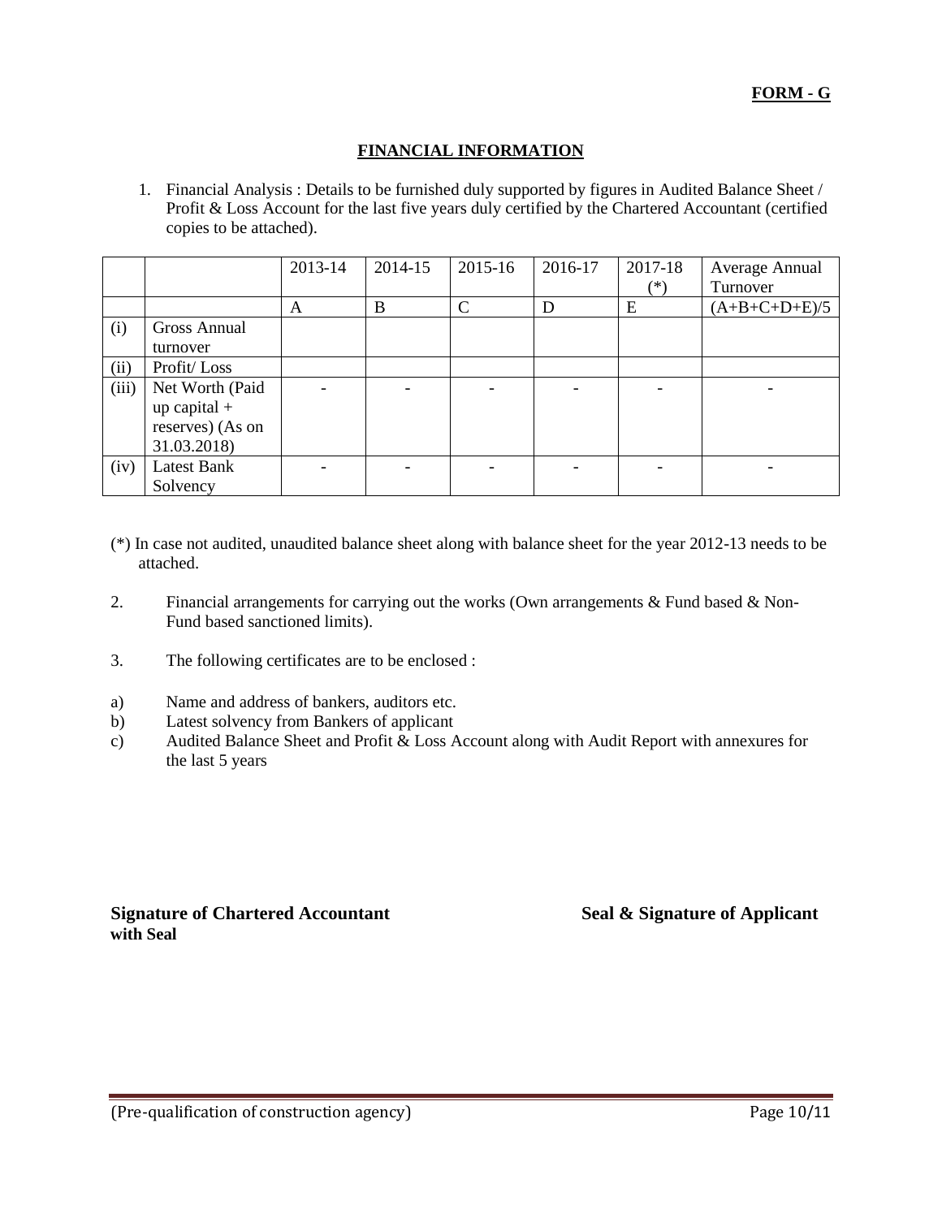**FORM - G**

# FINANCIAL INFORMATION

1. Financial Analysis : Details to be furnished duly supported by figures in Audited Balance Sheet / Profit & Loss Account for the last five years duly certified by the Chartered Accountant (certified copies to be attached).

| | | 2013-14 | 2014-15 | 2015-16 | 2016-17 | 2017-18 (*) | Average Annual Turnover |
|---|---|---|---|---|---|---|---|
| | | A | B | C | D | E | (A+B+C+D+E)/5 |
| (i) | Gross Annual turnover | | | | | | |
| (ii) | Profit/ Loss | | | | | | |
| (iii) | Net Worth (Paid up capital + reserves) (As on 31.03.2018) | - | - | - | - | - | - |
| (iv) | Latest Bank Solvency | - | - | - | - | - | - |

(*) In case not audited, unaudited balance sheet along with balance sheet for the year 2012-13 needs to be attached.

2. Financial arrangements for carrying out the works (Own arrangements & Fund based & Non-Fund based sanctioned limits).

3. The following certificates are to be enclosed :

a) Name and address of bankers, auditors etc.
b) Latest solvency from Bankers of applicant
c) Audited Balance Sheet and Profit & Loss Account along with Audit Report with annexures for the last 5 years

**Signature of Chartered Accountant with Seal**

**Seal & Signature of Applicant**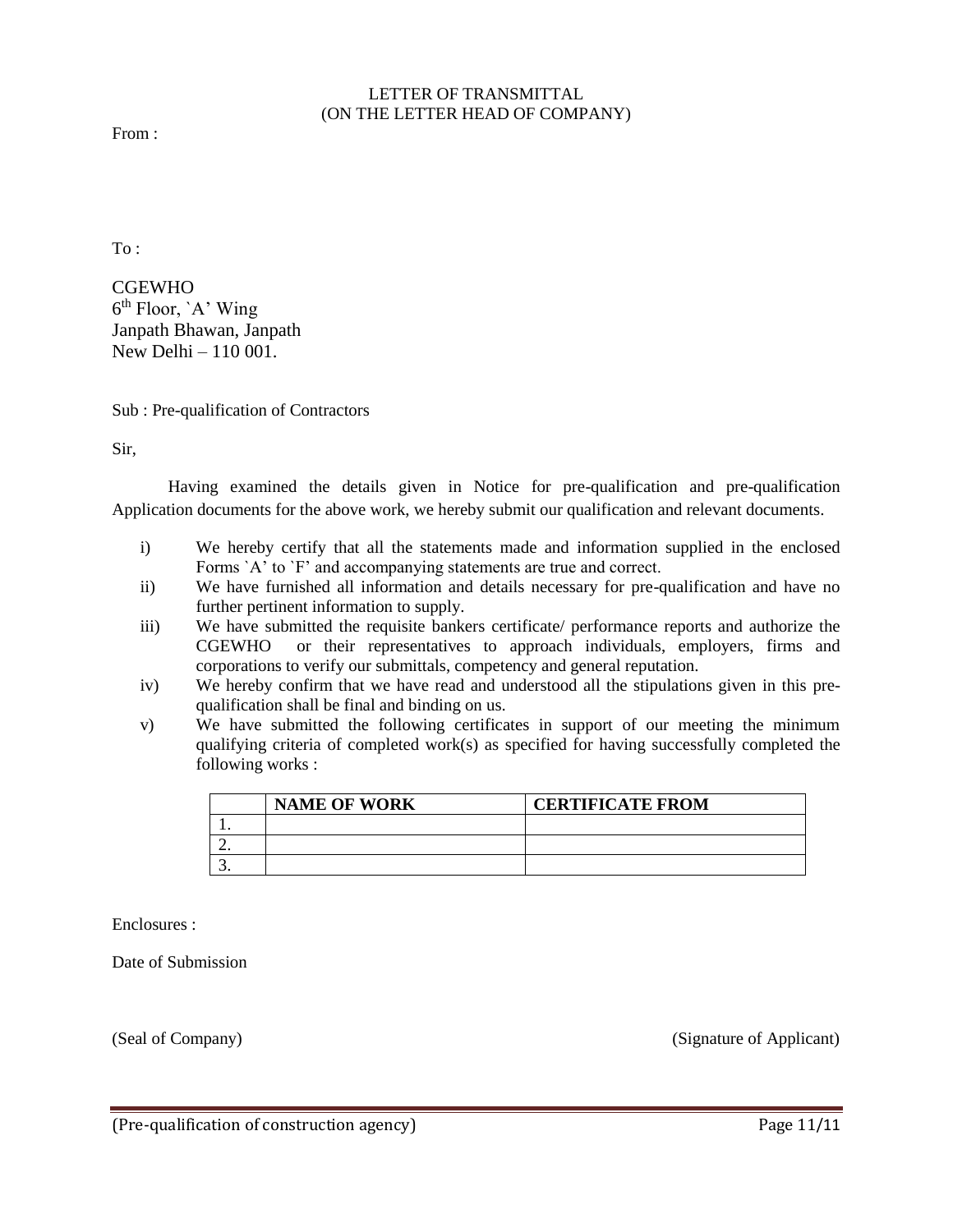LETTER OF TRANSMITTAL
(ON THE LETTER HEAD OF COMPANY)

From :

To :

CGEWHO
6th Floor, `A' Wing
Janpath Bhawan, Janpath
New Delhi – 110 001.

Sub : Pre-qualification of Contractors

Sir,

Having examined the details given in Notice for pre-qualification and pre-qualification Application documents for the above work, we hereby submit our qualification and relevant documents.

i) We hereby certify that all the statements made and information supplied in the enclosed Forms `A' to `F' and accompanying statements are true and correct.

ii) We have furnished all information and details necessary for pre-qualification and have no further pertinent information to supply.

iii) We have submitted the requisite bankers certificate/ performance reports and authorize the CGEWHO or their representatives to approach individuals, employers, firms and corporations to verify our submittals, competency and general reputation.

iv) We hereby confirm that we have read and understood all the stipulations given in this pre-qualification shall be final and binding on us.

v) We have submitted the following certificates in support of our meeting the minimum qualifying criteria of completed work(s) as specified for having successfully completed the following works :

| | NAME OF WORK | CERTIFICATE FROM |
|---|---|---|
| 1. | | |
| 2. | | |
| 3. | | |

Enclosures :

Date of Submission

(Seal of Company) (Signature of Applicant)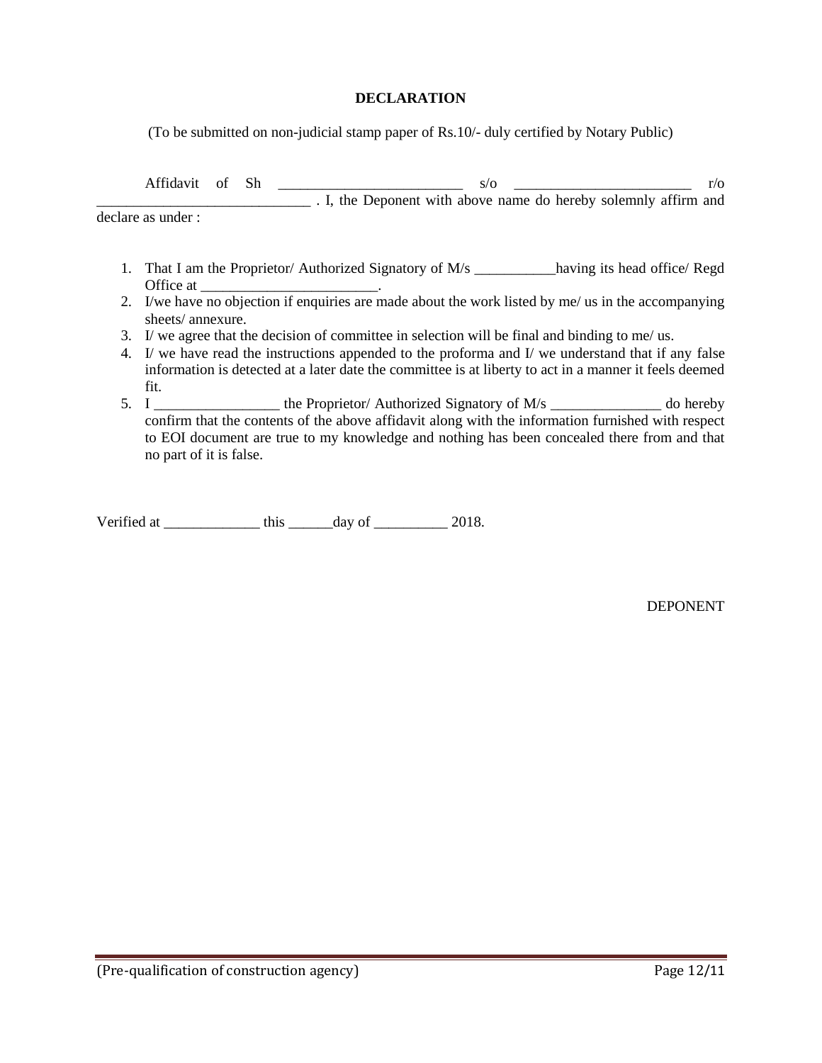**DECLARATION**

(To be submitted on non-judicial stamp paper of Rs.10/- duly certified by Notary Public)

Affidavit of Sh _________________________ s/o ________________________ r/o _____________________________ . I, the Deponent with above name do hereby solemnly affirm and declare as under :

1. That I am the Proprietor/ Authorized Signatory of M/s ___________having its head office/ Regd Office at ________________________.
2. I/we have no objection if enquiries are made about the work listed by me/ us in the accompanying sheets/ annexure.
3. I/ we agree that the decision of committee in selection will be final and binding to me/ us.
4. I/ we have read the instructions appended to the proforma and I/ we understand that if any false information is detected at a later date the committee is at liberty to act in a manner it feels deemed fit.
5. I _________________ the Proprietor/ Authorized Signatory of M/s _______________ do hereby confirm that the contents of the above affidavit along with the information furnished with respect to EOI document are true to my knowledge and nothing has been concealed there from and that no part of it is false.

Verified at _____________ this ______day of __________ 2018.

DEPONENT